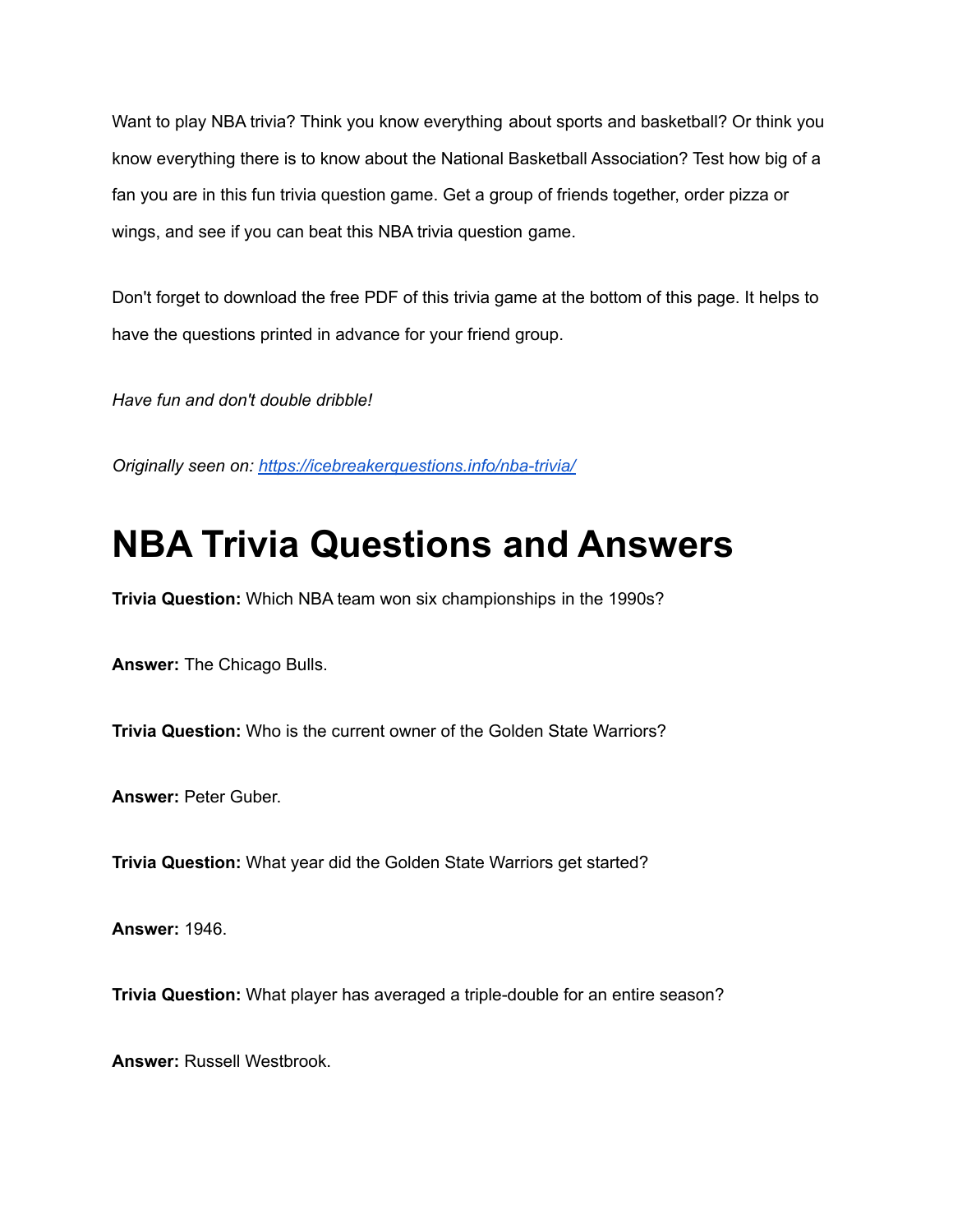Want to play NBA trivia? Think you know everything about sports and basketball? Or think you know everything there is to know about the National Basketball Association? Test how big of a fan you are in this fun trivia question game. Get a group of friends together, order pizza or wings, and see if you can beat this NBA trivia question game.

Don't forget to download the free PDF of this trivia game at the bottom of this page. It helps to have the questions printed in advance for your friend group.

*Have fun and don't double dribble!*

*Originally seen on:* [https://icebreakerquestions.info/nba-trivia/](https://icebreakerquestions.info/nba-trivia/)

# NBA Trivia Questions and Answers

**Trivia Question:** Which NBA team won six championships in the 1990s?

**Answer:** The Chicago Bulls.

**Trivia Question:** Who is the current owner of the Golden State Warriors?

**Answer:** Peter Guber.

**Trivia Question:** What year did the Golden State Warriors get started?

**Answer:** 1946.

**Trivia Question:** What player has averaged a triple-double for an entire season?

**Answer:** Russell Westbrook.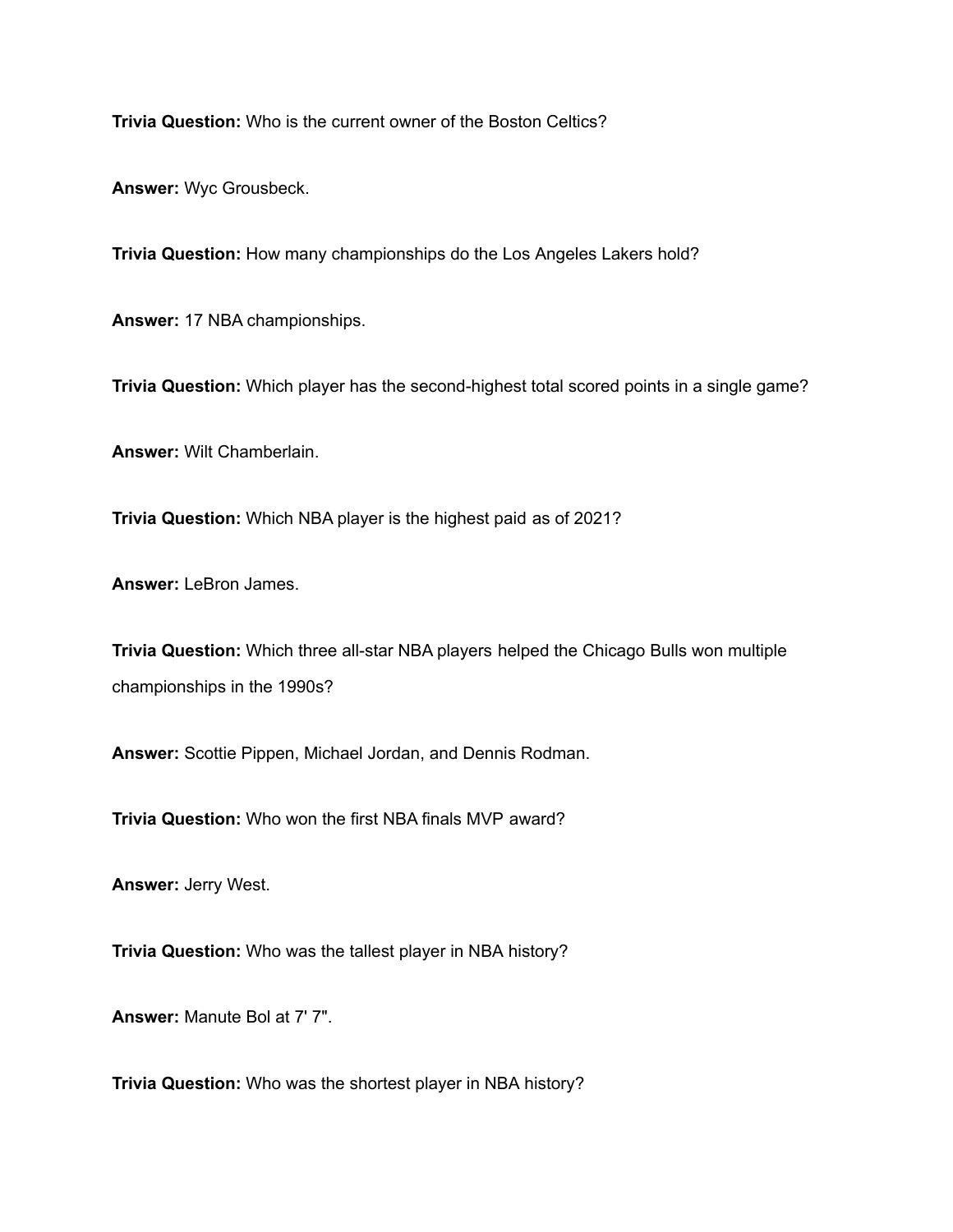**Trivia Question:** Who is the current owner of the Boston Celtics?

**Answer:** Wyc Grousbeck.

**Trivia Question:** How many championships do the Los Angeles Lakers hold?

**Answer:** 17 NBA championships.

**Trivia Question:** Which player has the second-highest total scored points in a single game?

**Answer:** Wilt Chamberlain.

**Trivia Question:** Which NBA player is the highest paid as of 2021?

**Answer:** LeBron James.

**Trivia Question:** Which three all-star NBA players helped the Chicago Bulls won multiple championships in the 1990s?

**Answer:** Scottie Pippen, Michael Jordan, and Dennis Rodman.

**Trivia Question:** Who won the first NBA finals MVP award?

**Answer:** Jerry West.

**Trivia Question:** Who was the tallest player in NBA history?

**Answer:** Manute Bol at 7' 7".

**Trivia Question:** Who was the shortest player in NBA history?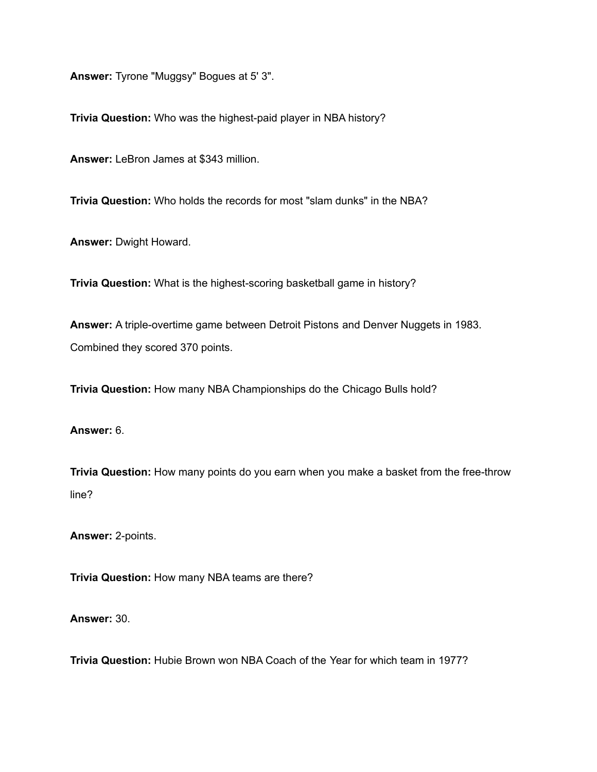**Answer:** Tyrone "Muggsy" Bogues at 5' 3".

**Trivia Question:** Who was the highest-paid player in NBA history?

**Answer:** LeBron James at $343 million.

**Trivia Question:** Who holds the records for most "slam dunks" in the NBA?

**Answer:** Dwight Howard.

**Trivia Question:** What is the highest-scoring basketball game in history?

**Answer:** A triple-overtime game between Detroit Pistons and Denver Nuggets in 1983. Combined they scored 370 points.

**Trivia Question:** How many NBA Championships do the Chicago Bulls hold?

**Answer:** 6.

**Trivia Question:** How many points do you earn when you make a basket from the free-throw line?

**Answer:** 2-points.

**Trivia Question:** How many NBA teams are there?

**Answer:** 30.

**Trivia Question:** Hubie Brown won NBA Coach of the Year for which team in 1977?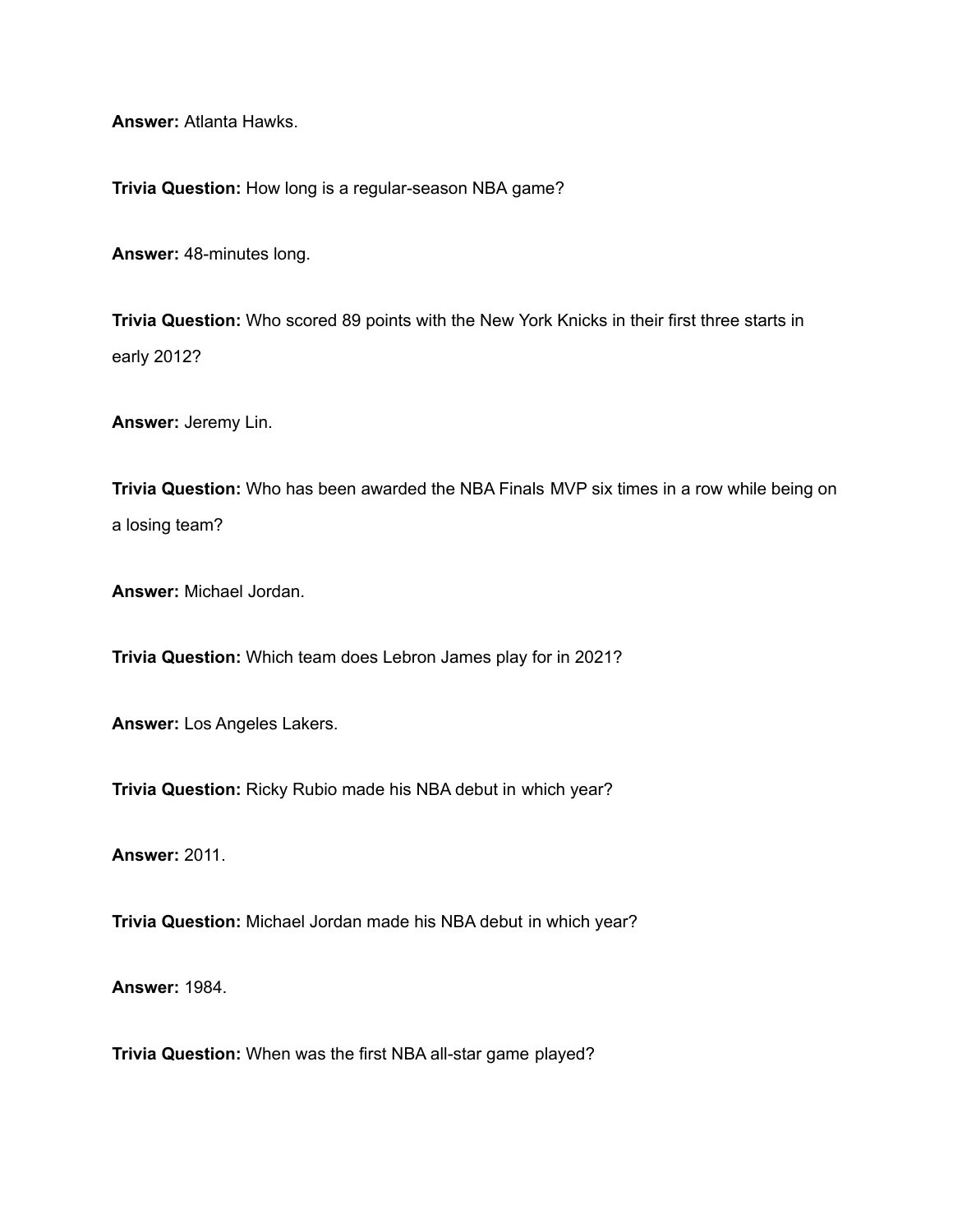**Answer:** Atlanta Hawks.

**Trivia Question:** How long is a regular-season NBA game?

**Answer:** 48-minutes long.

**Trivia Question:** Who scored 89 points with the New York Knicks in their first three starts in early 2012?

**Answer:** Jeremy Lin.

**Trivia Question:** Who has been awarded the NBA Finals MVP six times in a row while being on a losing team?

**Answer:** Michael Jordan.

**Trivia Question:** Which team does Lebron James play for in 2021?

**Answer:** Los Angeles Lakers.

**Trivia Question:** Ricky Rubio made his NBA debut in which year?

**Answer:** 2011.

**Trivia Question:** Michael Jordan made his NBA debut in which year?

**Answer:** 1984.

**Trivia Question:** When was the first NBA all-star game played?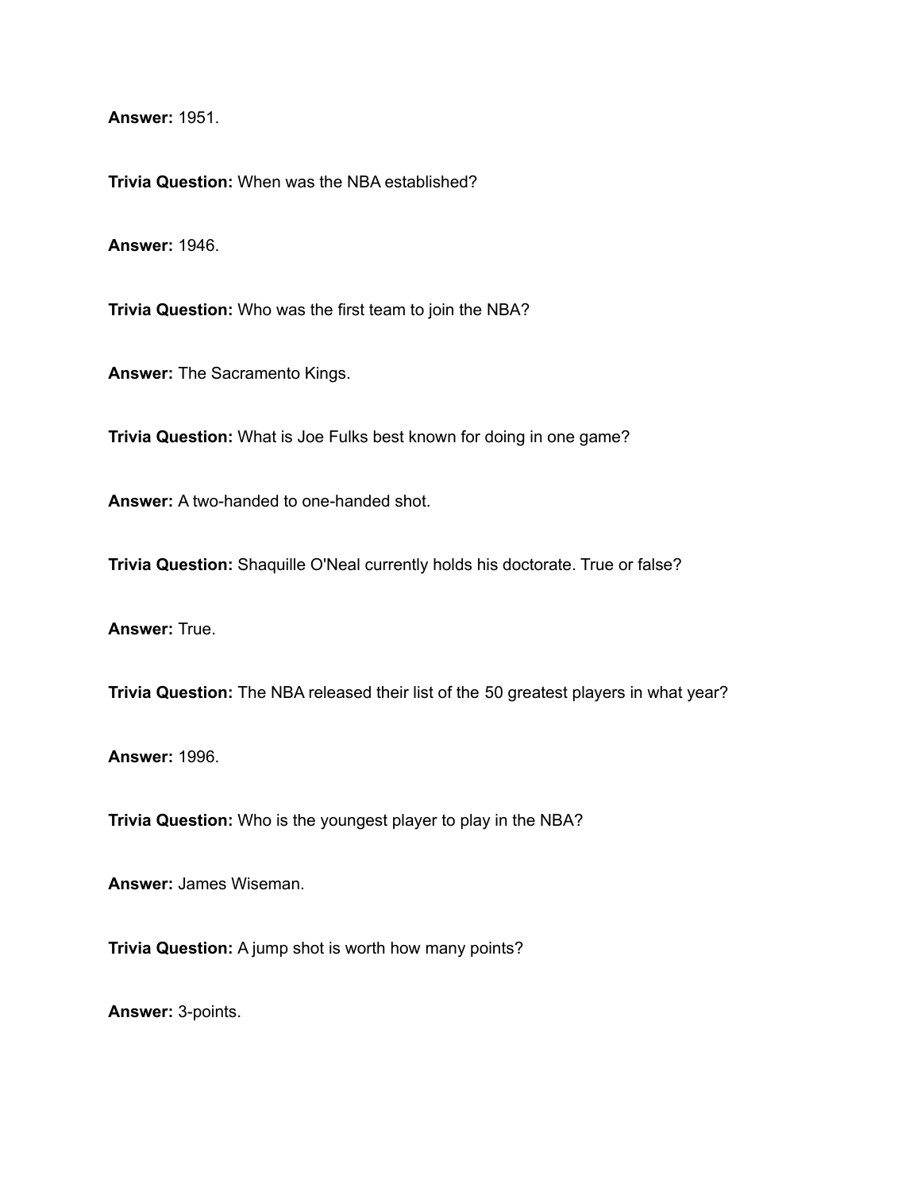**Answer:** 1951.

**Trivia Question:** When was the NBA established?

**Answer:** 1946.

**Trivia Question:** Who was the first team to join the NBA?

**Answer:** The Sacramento Kings.

**Trivia Question:** What is Joe Fulks best known for doing in one game?

**Answer:** A two-handed to one-handed shot.

**Trivia Question:** Shaquille O'Neal currently holds his doctorate. True or false?

**Answer:** True.

**Trivia Question:** The NBA released their list of the 50 greatest players in what year?

**Answer:** 1996.

**Trivia Question:** Who is the youngest player to play in the NBA?

**Answer:** James Wiseman.

**Trivia Question:** A jump shot is worth how many points?

**Answer:** 3-points.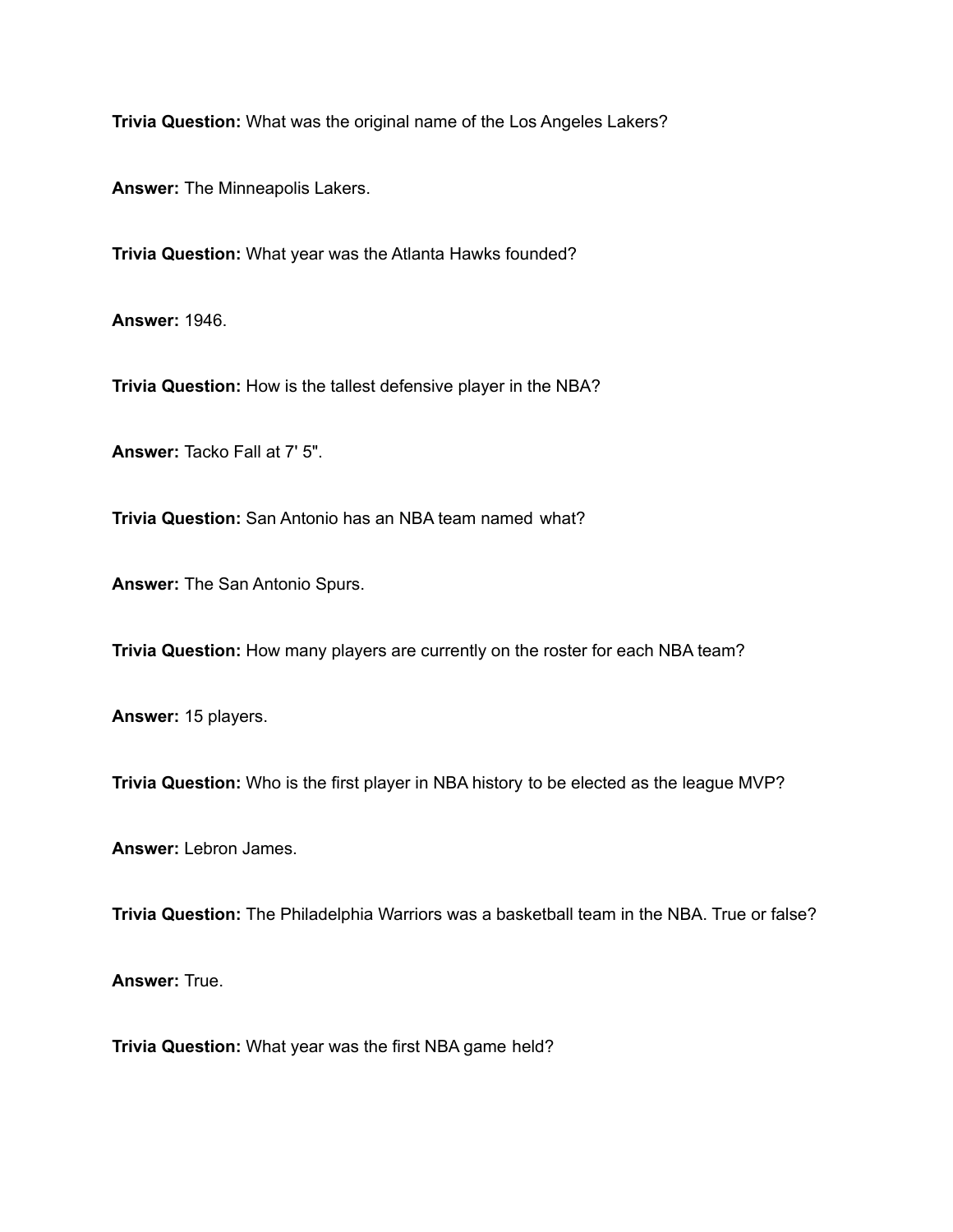**Trivia Question:** What was the original name of the Los Angeles Lakers?

**Answer:** The Minneapolis Lakers.

**Trivia Question:** What year was the Atlanta Hawks founded?

**Answer:** 1946.

**Trivia Question:** How is the tallest defensive player in the NBA?

**Answer:** Tacko Fall at 7' 5".

**Trivia Question:** San Antonio has an NBA team named what?

**Answer:** The San Antonio Spurs.

**Trivia Question:** How many players are currently on the roster for each NBA team?

**Answer:** 15 players.

**Trivia Question:** Who is the first player in NBA history to be elected as the league MVP?

**Answer:** Lebron James.

**Trivia Question:** The Philadelphia Warriors was a basketball team in the NBA. True or false?

**Answer:** True.

**Trivia Question:** What year was the first NBA game held?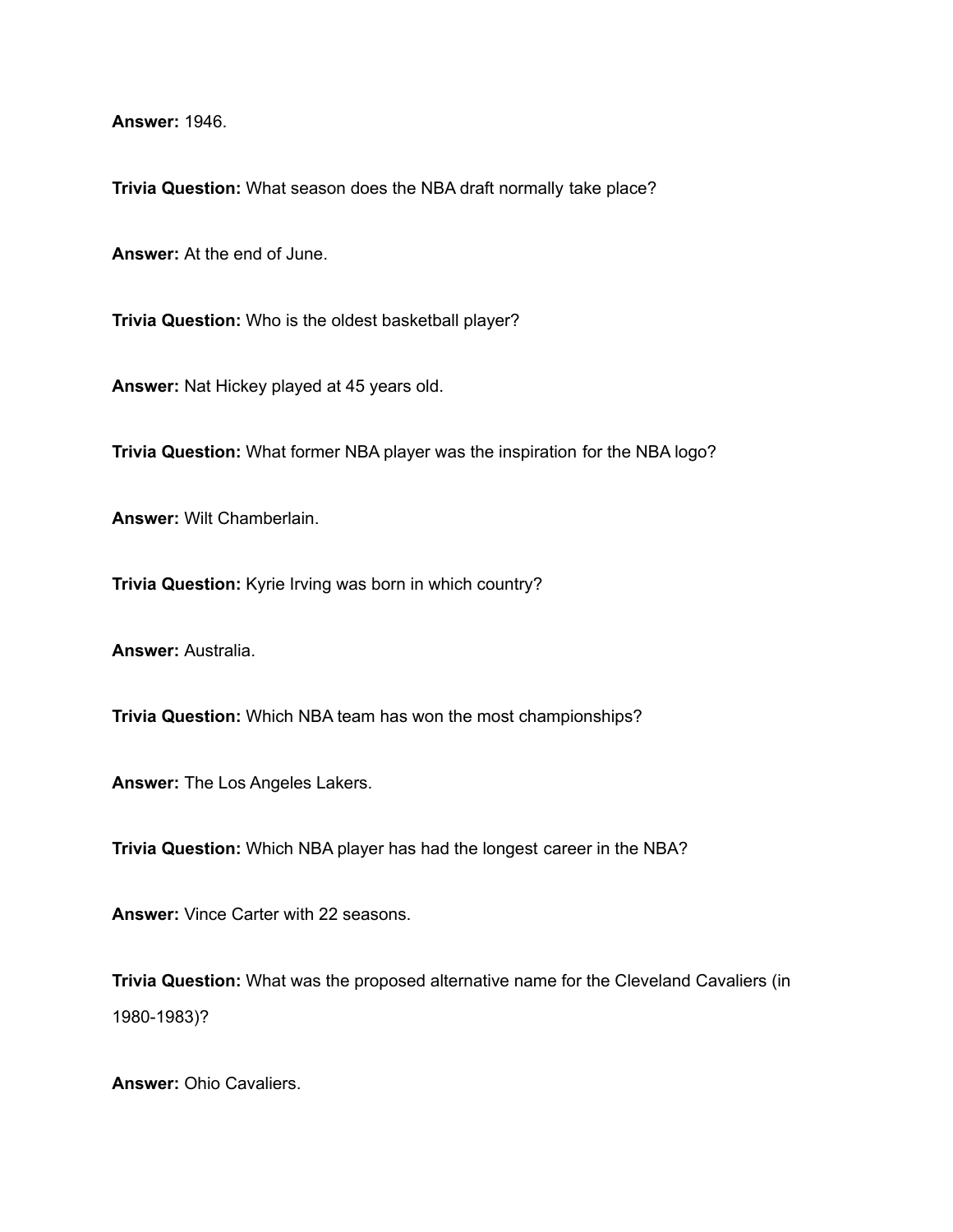**Answer:** 1946.

**Trivia Question:** What season does the NBA draft normally take place?

**Answer:** At the end of June.

**Trivia Question:** Who is the oldest basketball player?

**Answer:** Nat Hickey played at 45 years old.

**Trivia Question:** What former NBA player was the inspiration for the NBA logo?

**Answer:** Wilt Chamberlain.

**Trivia Question:** Kyrie Irving was born in which country?

**Answer:** Australia.

**Trivia Question:** Which NBA team has won the most championships?

**Answer:** The Los Angeles Lakers.

**Trivia Question:** Which NBA player has had the longest career in the NBA?

**Answer:** Vince Carter with 22 seasons.

**Trivia Question:** What was the proposed alternative name for the Cleveland Cavaliers (in 1980-1983)?

**Answer:** Ohio Cavaliers.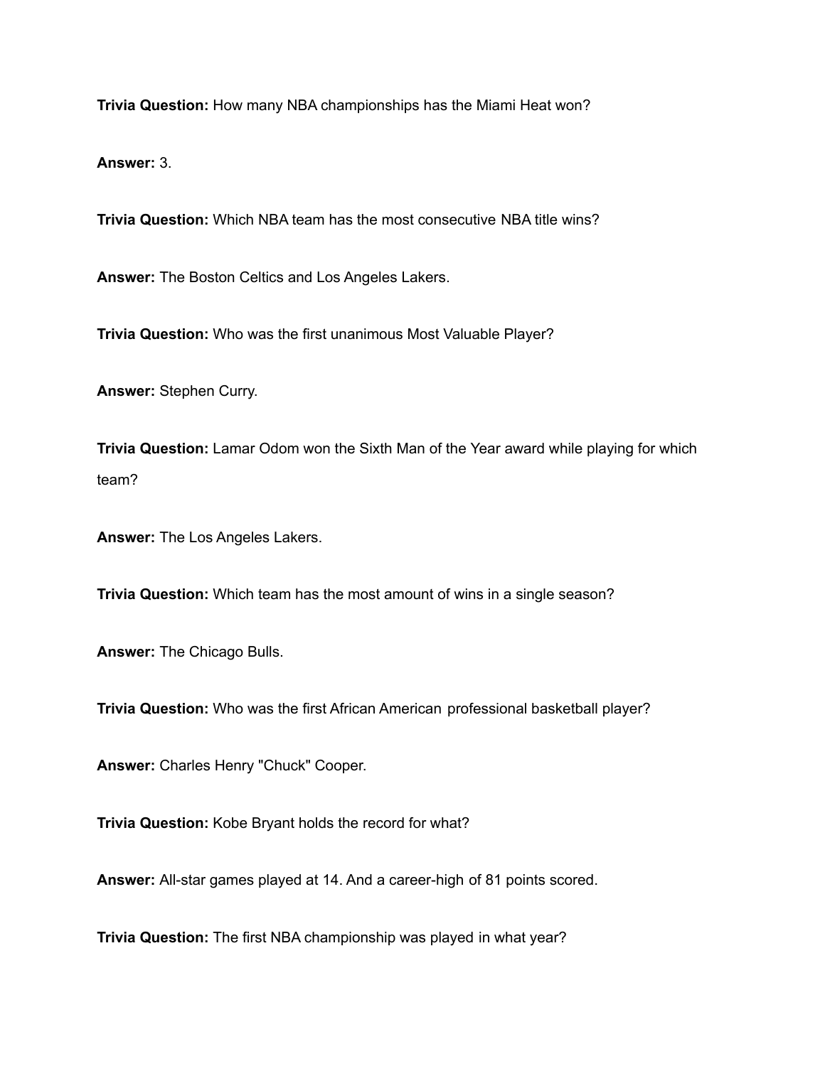**Trivia Question:** How many NBA championships has the Miami Heat won?

**Answer:** 3.

**Trivia Question:** Which NBA team has the most consecutive NBA title wins?

**Answer:** The Boston Celtics and Los Angeles Lakers.

**Trivia Question:** Who was the first unanimous Most Valuable Player?

**Answer:** Stephen Curry.

**Trivia Question:** Lamar Odom won the Sixth Man of the Year award while playing for which team?

**Answer:** The Los Angeles Lakers.

**Trivia Question:** Which team has the most amount of wins in a single season?

**Answer:** The Chicago Bulls.

**Trivia Question:** Who was the first African American professional basketball player?

**Answer:** Charles Henry "Chuck" Cooper.

**Trivia Question:** Kobe Bryant holds the record for what?

**Answer:** All-star games played at 14. And a career-high of 81 points scored.

**Trivia Question:** The first NBA championship was played in what year?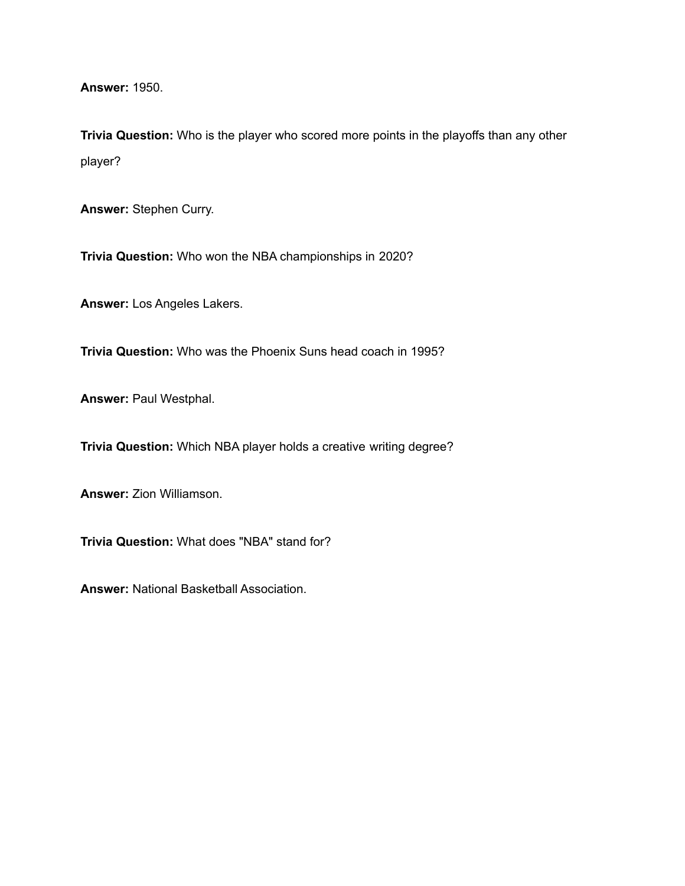**Answer:** 1950.

**Trivia Question:** Who is the player who scored more points in the playoffs than any other player?

**Answer:** Stephen Curry.

**Trivia Question:** Who won the NBA championships in 2020?

**Answer:** Los Angeles Lakers.

**Trivia Question:** Who was the Phoenix Suns head coach in 1995?

**Answer:** Paul Westphal.

**Trivia Question:** Which NBA player holds a creative writing degree?

**Answer:** Zion Williamson.

**Trivia Question:** What does "NBA" stand for?

**Answer:** National Basketball Association.